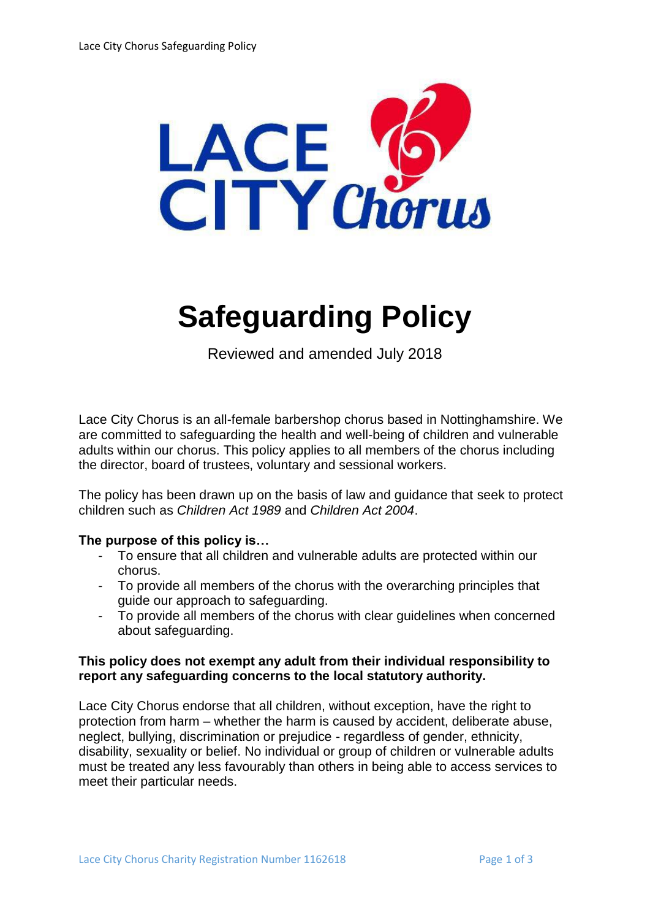# Safeguarding Policy

Reviewed and amended July 2018

Lace City Chorus is an all-female barbershop chorus based in Nottinghamshire. We are committed to safeguarding the health and well-being of children and vulnerable adults within our chorus. This policy applies to all members of the chorus including the director, board of trustees, voluntary and sessional workers.

The policy has been drawn up on the basis of law and guidance that seek to protect children such as *Children Act 1989* and *Children Act 2004*.

**The purpose of this policy is…**

- To ensure that all children and vulnerable adults are protected within our chorus.
- To provide all members of the chorus with the overarching principles that guide our approach to safeguarding.
- To provide all members of the chorus with clear guidelines when concerned about safeguarding.

**This policy does not exempt any adult from their individual responsibility to report any safeguarding concerns to the local statutory authority.**

Lace City Chorus endorse that all children, without exception, have the right to protection from harm – whether the harm is caused by accident, deliberate abuse, neglect, bullying, discrimination or prejudice - regardless of gender, ethnicity, disability, sexuality or belief. No individual or group of children or vulnerable adults must be treated any less favourably than others in being able to access services to meet their particular needs.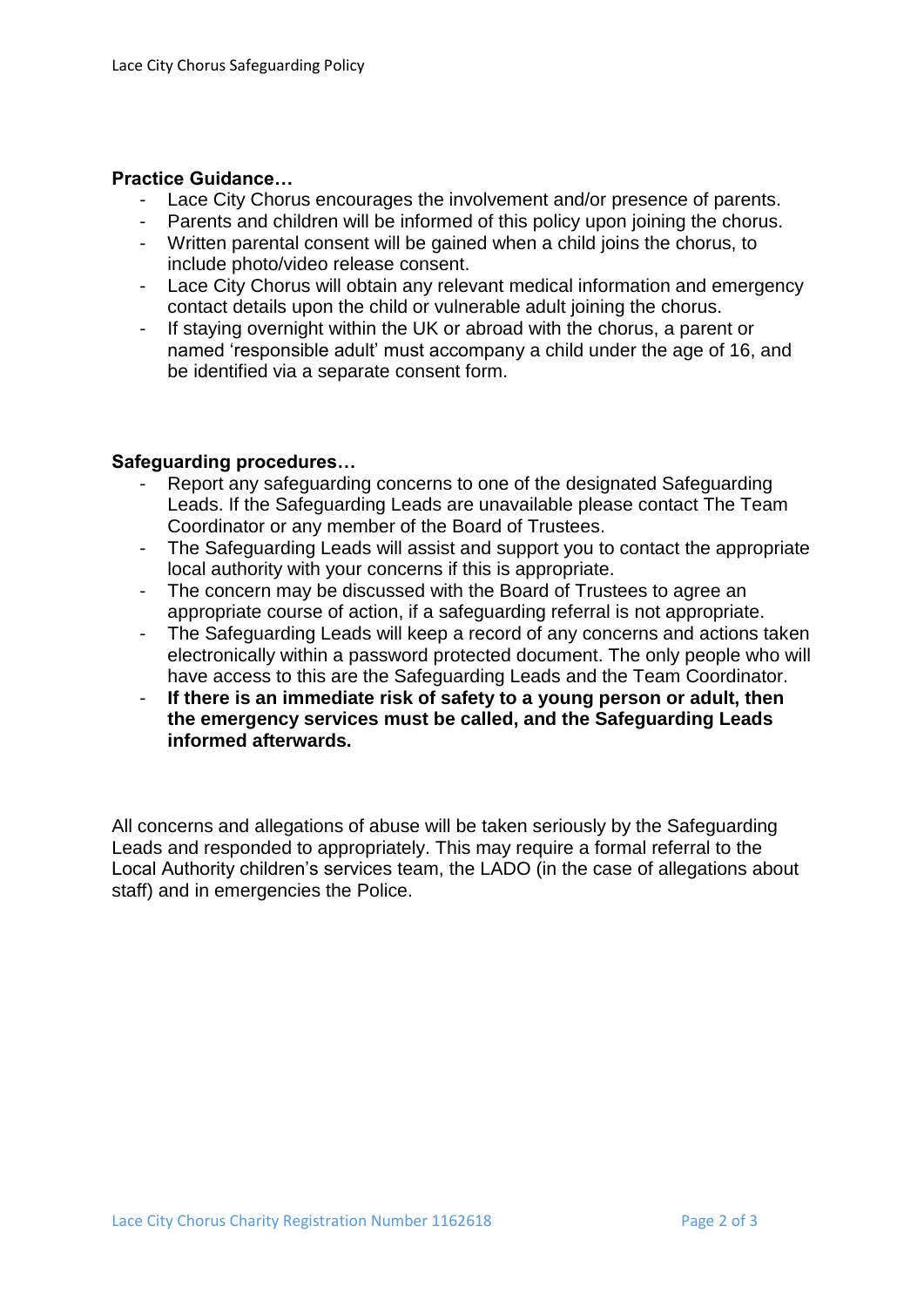**Practice Guidance…**

- Lace City Chorus encourages the involvement and/or presence of parents.
- Parents and children will be informed of this policy upon joining the chorus.
- Written parental consent will be gained when a child joins the chorus, to include photo/video release consent.
- Lace City Chorus will obtain any relevant medical information and emergency contact details upon the child or vulnerable adult joining the chorus.
- If staying overnight within the UK or abroad with the chorus, a parent or named 'responsible adult' must accompany a child under the age of 16, and be identified via a separate consent form.

**Safeguarding procedures…**

- Report any safeguarding concerns to one of the designated Safeguarding Leads. If the Safeguarding Leads are unavailable please contact The Team Coordinator or any member of the Board of Trustees.
- The Safeguarding Leads will assist and support you to contact the appropriate local authority with your concerns if this is appropriate.
- The concern may be discussed with the Board of Trustees to agree an appropriate course of action, if a safeguarding referral is not appropriate.
- The Safeguarding Leads will keep a record of any concerns and actions taken electronically within a password protected document. The only people who will have access to this are the Safeguarding Leads and the Team Coordinator.
- **If there is an immediate risk of safety to a young person or adult, then the emergency services must be called, and the Safeguarding Leads informed afterwards.**

All concerns and allegations of abuse will be taken seriously by the Safeguarding Leads and responded to appropriately. This may require a formal referral to the Local Authority children's services team, the LADO (in the case of allegations about staff) and in emergencies the Police.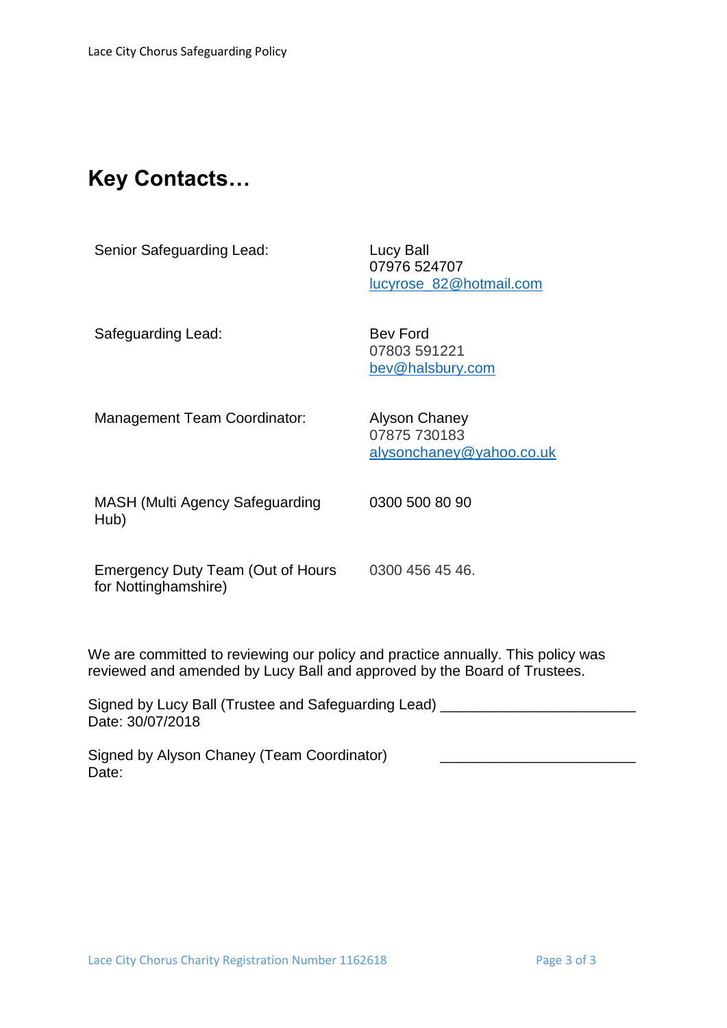## Key Contacts…

| | |
|---|---|
| Senior Safeguarding Lead: | Lucy Ball<br>07976 524707<br>lucyrose_82@hotmail.com |
| Safeguarding Lead: | Bev Ford<br>07803 591221<br>bev@halsbury.com |
| Management Team Coordinator: | Alyson Chaney<br>07875 730183<br>alysonchaney@yahoo.co.uk |
| MASH (Multi Agency Safeguarding Hub) | 0300 500 80 90 |
| Emergency Duty Team (Out of Hours for Nottinghamshire) | 0300 456 45 46. |

We are committed to reviewing our policy and practice annually. This policy was reviewed and amended by Lucy Ball and approved by the Board of Trustees.

Signed by Lucy Ball (Trustee and Safeguarding Lead) ________________________
Date: 30/07/2018

Signed by Alyson Chaney (Team Coordinator) ________________________
Date:

Lace City Chorus Charity Registration Number 1162618